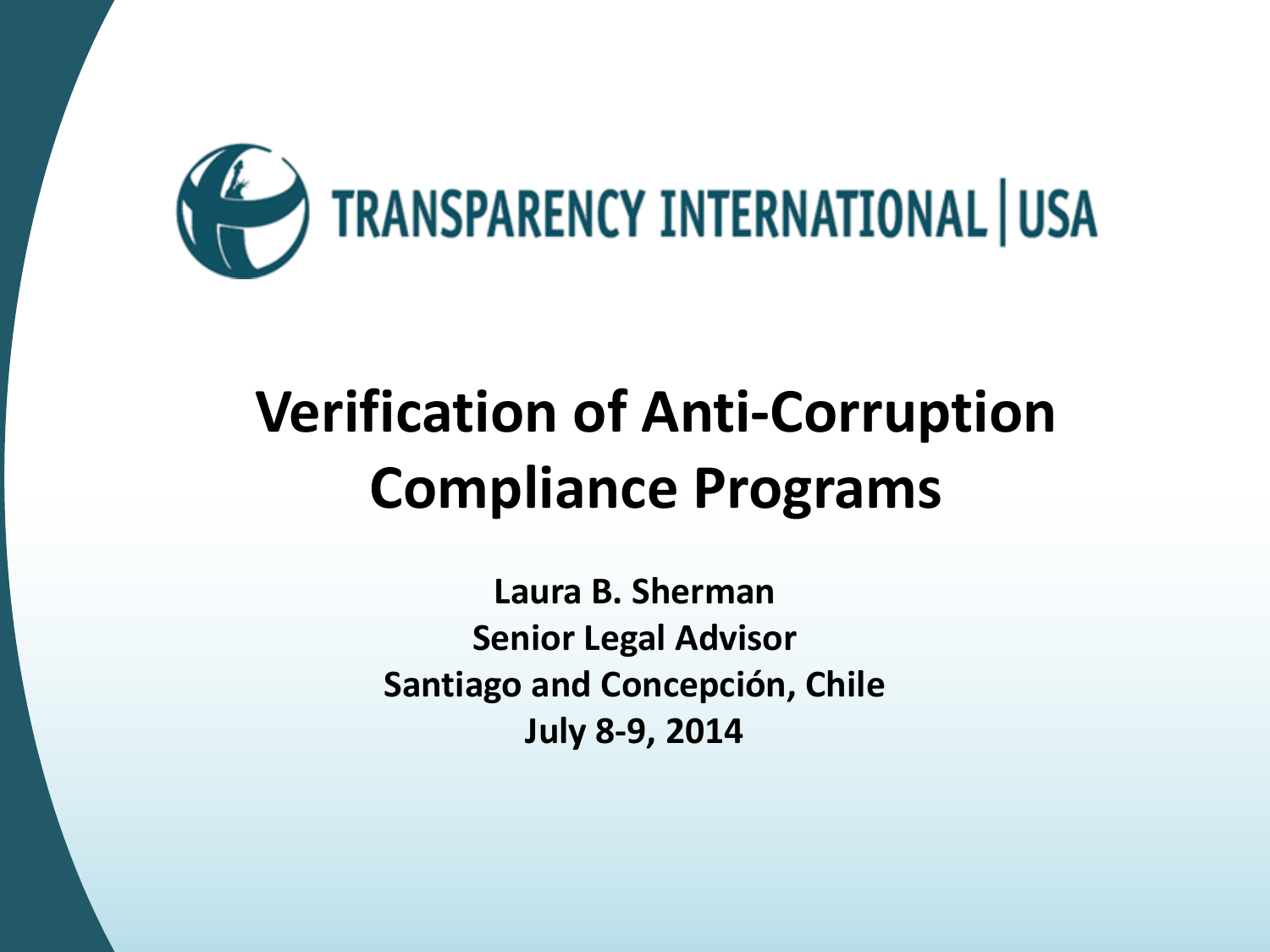TRANSPARENCY INTERNATIONAL | USA

# Verification of Anti-Corruption Compliance Programs

**Laura B. Sherman**
**Senior Legal Advisor**
**Santiago and Concepción, Chile**
**July 8-9, 2014**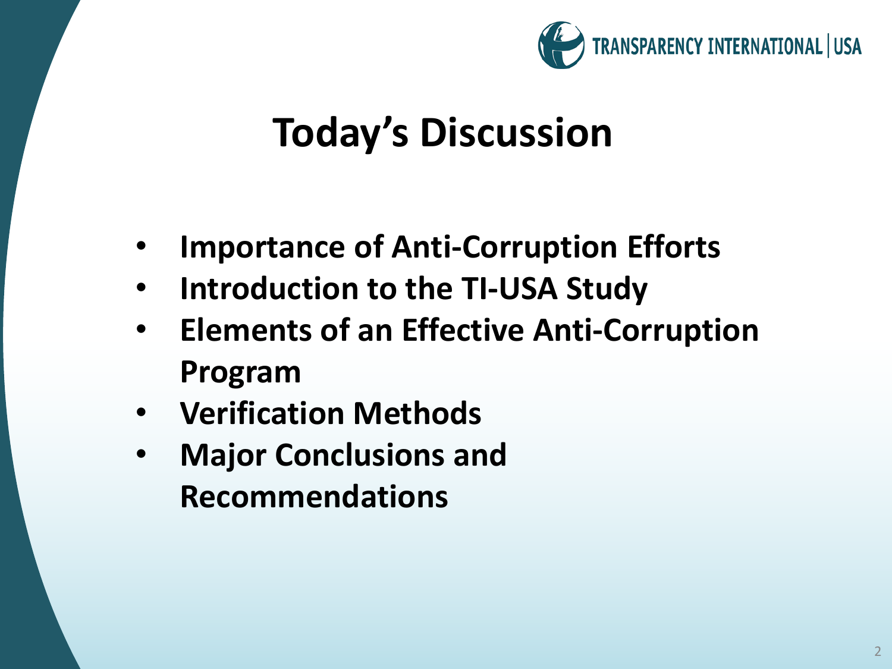# Today's Discussion

- **Importance of Anti-Corruption Efforts**
- **Introduction to the TI-USA Study**
- **Elements of an Effective Anti-Corruption Program**
- **Verification Methods**
- **Major Conclusions and Recommendations**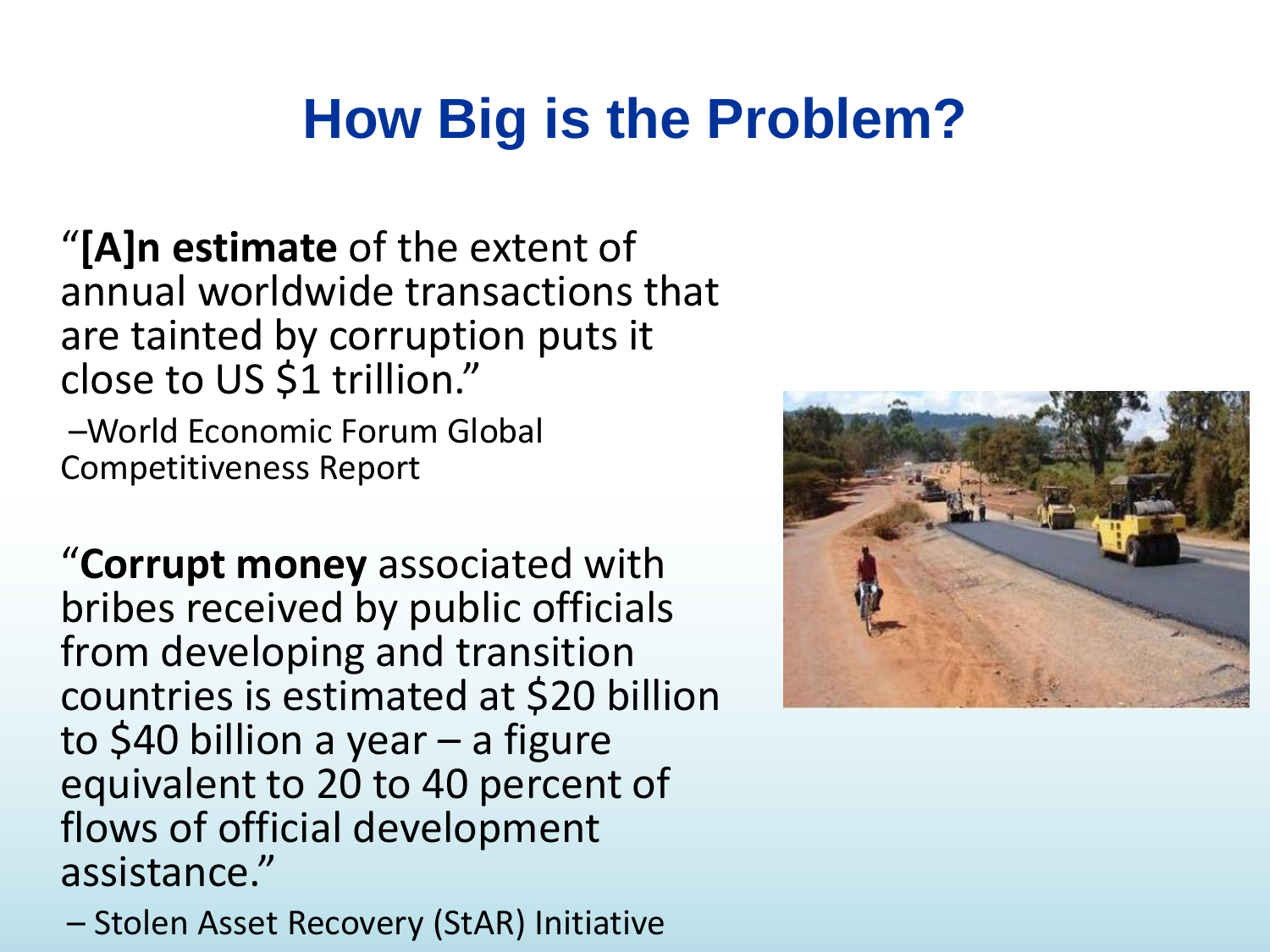# How Big is the Problem?

"**[A]n estimate** of the extent of annual worldwide transactions that are tainted by corruption puts it close to US $1 trillion."

–World Economic Forum Global Competitiveness Report

"**Corrupt money** associated with bribes received by public officials from developing and transition countries is estimated at $20 billion to $40 billion a year – a figure equivalent to 20 to 40 percent of flows of official development assistance."

– Stolen Asset Recovery (StAR) Initiative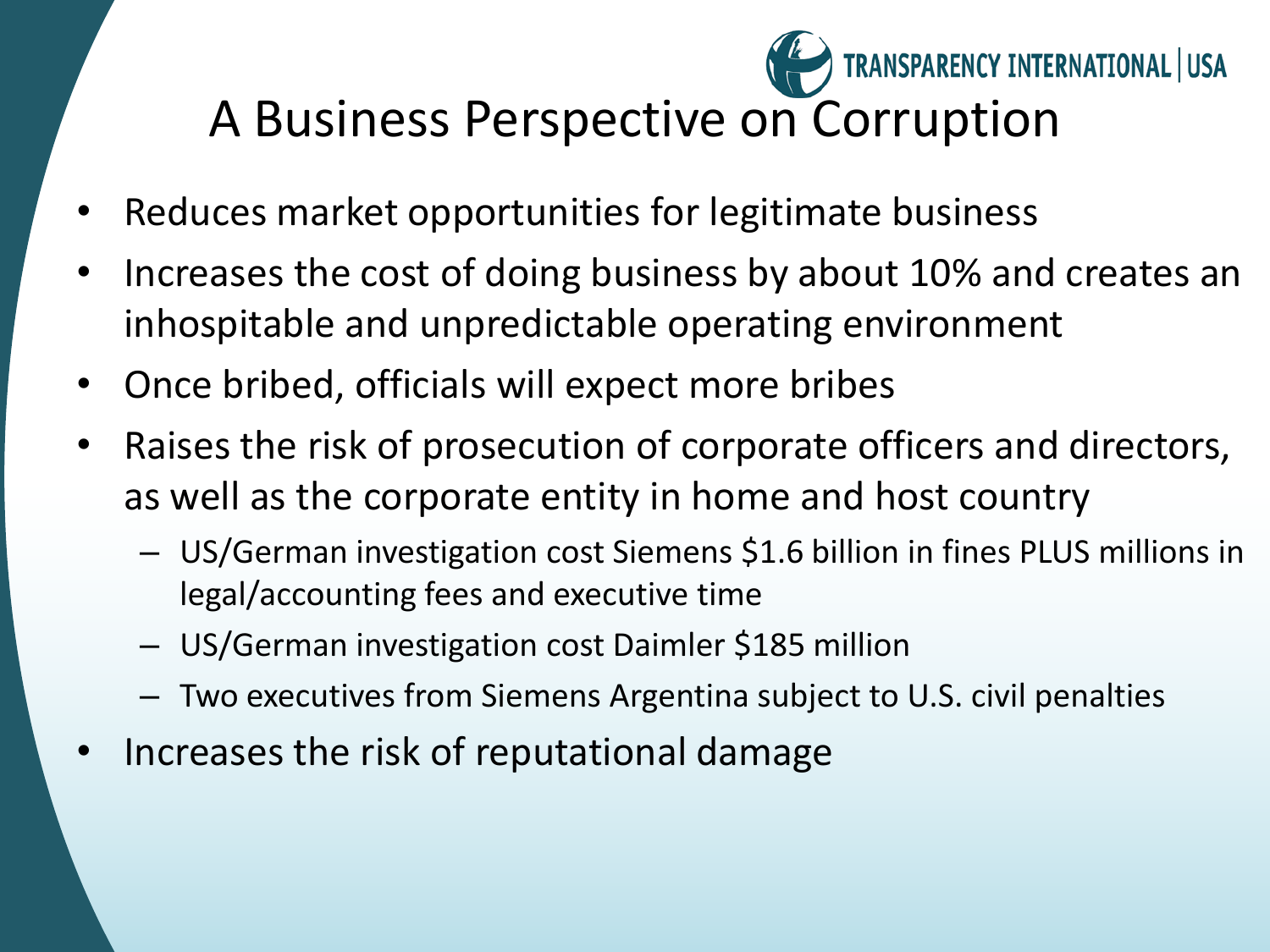# A Business Perspective on Corruption

- Reduces market opportunities for legitimate business
- Increases the cost of doing business by about 10% and creates an inhospitable and unpredictable operating environment
- Once bribed, officials will expect more bribes
- Raises the risk of prosecution of corporate officers and directors, as well as the corporate entity in home and host country
  - US/German investigation cost Siemens $1.6 billion in fines PLUS millions in legal/accounting fees and executive time
  - US/German investigation cost Daimler $185 million
  - Two executives from Siemens Argentina subject to U.S. civil penalties
- Increases the risk of reputational damage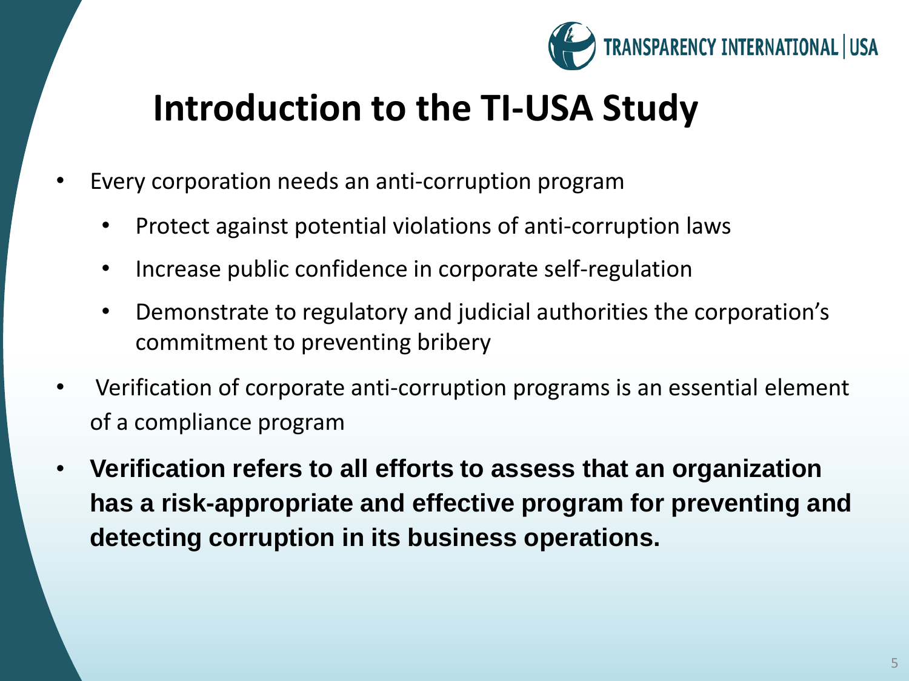# Introduction to the TI-USA Study

- Every corporation needs an anti-corruption program
  - Protect against potential violations of anti-corruption laws
  - Increase public confidence in corporate self-regulation
  - Demonstrate to regulatory and judicial authorities the corporation's commitment to preventing bribery
- Verification of corporate anti-corruption programs is an essential element of a compliance program
- **Verification refers to all efforts to assess that an organization has a risk-appropriate and effective program for preventing and detecting corruption in its business operations.**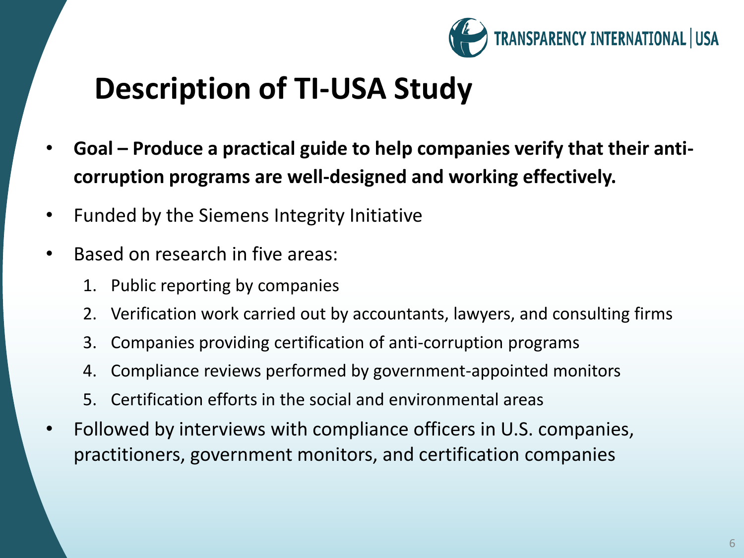# Description of TI-USA Study

- **Goal – Produce a practical guide to help companies verify that their anti-corruption programs are well-designed and working effectively.**
- Funded by the Siemens Integrity Initiative
- Based on research in five areas:
  1. Public reporting by companies
  2. Verification work carried out by accountants, lawyers, and consulting firms
  3. Companies providing certification of anti-corruption programs
  4. Compliance reviews performed by government-appointed monitors
  5. Certification efforts in the social and environmental areas
- Followed by interviews with compliance officers in U.S. companies, practitioners, government monitors, and certification companies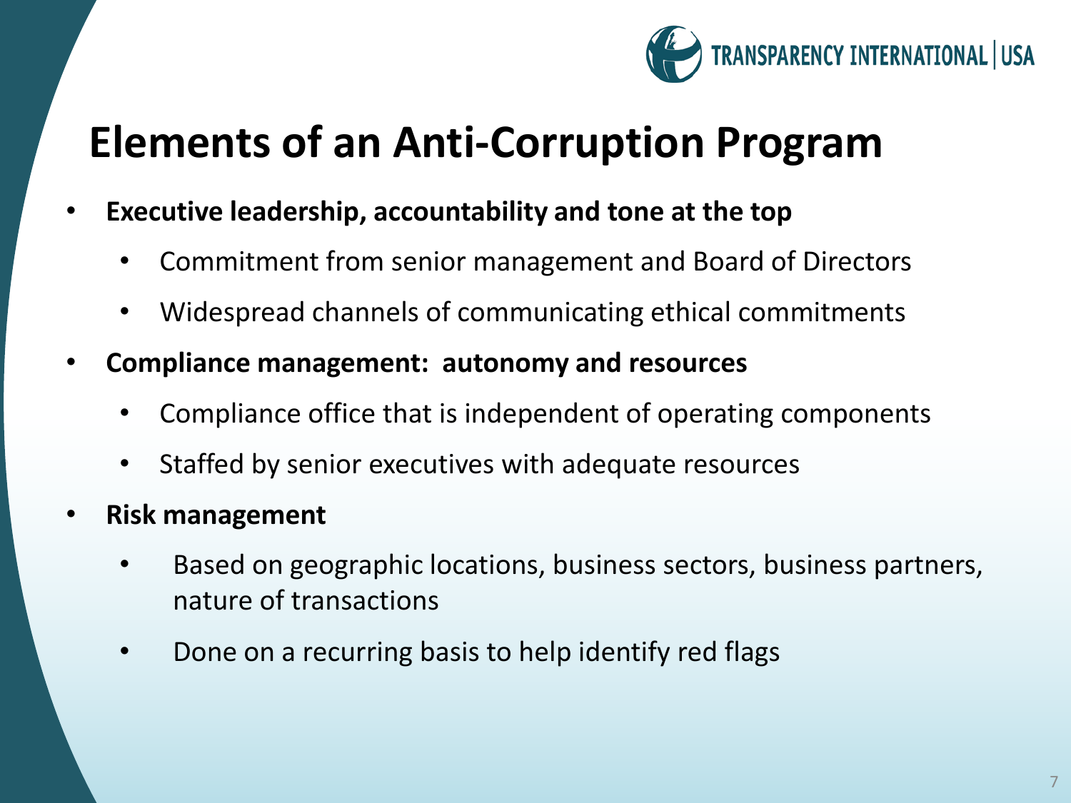# Elements of an Anti-Corruption Program

- **Executive leadership, accountability and tone at the top**
  - Commitment from senior management and Board of Directors
  - Widespread channels of communicating ethical commitments
- **Compliance management: autonomy and resources**
  - Compliance office that is independent of operating components
  - Staffed by senior executives with adequate resources
- **Risk management**
  - Based on geographic locations, business sectors, business partners, nature of transactions
  - Done on a recurring basis to help identify red flags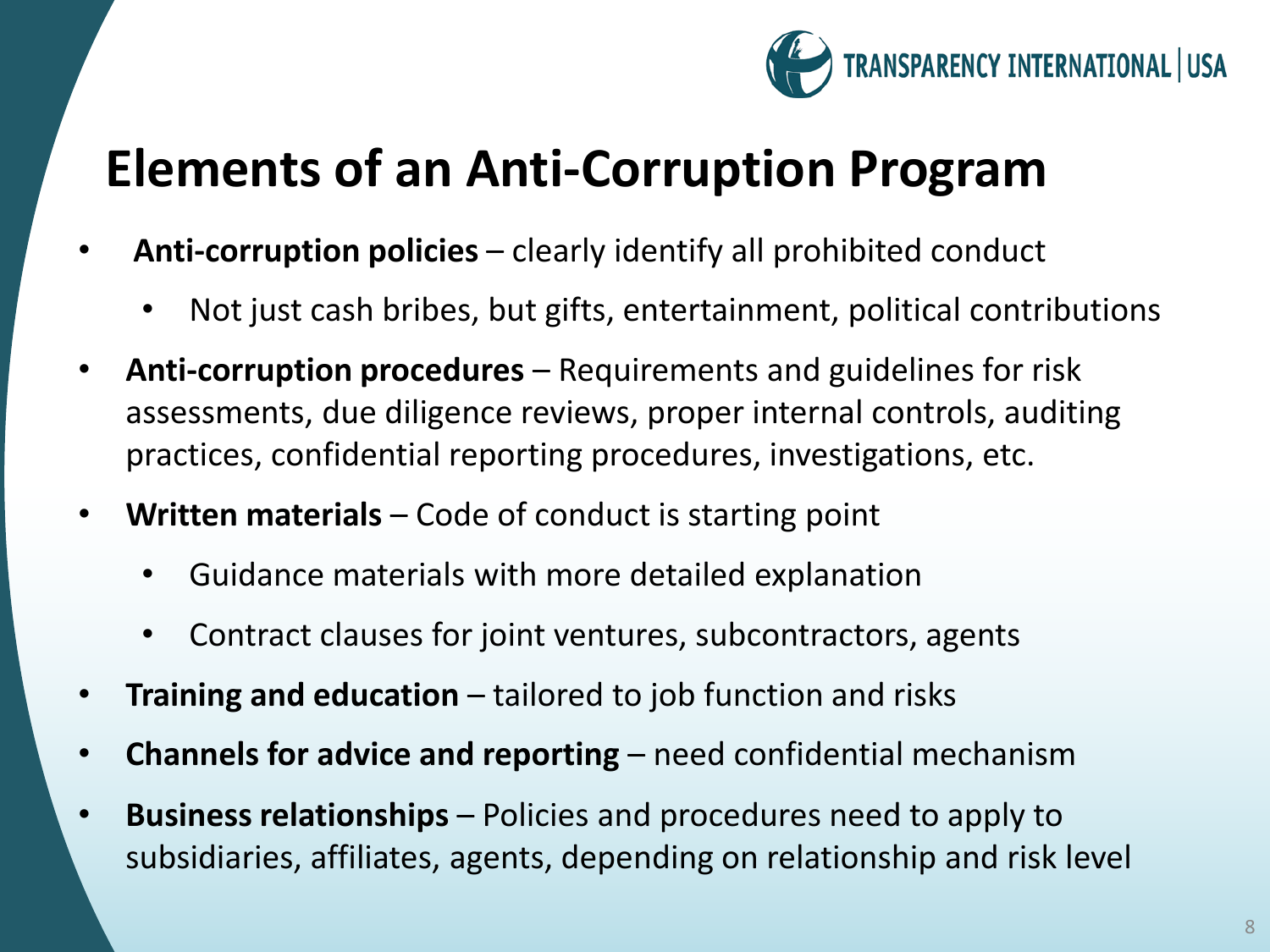# Elements of an Anti-Corruption Program

- **Anti-corruption policies** – clearly identify all prohibited conduct
  - Not just cash bribes, but gifts, entertainment, political contributions
- **Anti-corruption procedures** – Requirements and guidelines for risk assessments, due diligence reviews, proper internal controls, auditing practices, confidential reporting procedures, investigations, etc.
- **Written materials** – Code of conduct is starting point
  - Guidance materials with more detailed explanation
  - Contract clauses for joint ventures, subcontractors, agents
- **Training and education** – tailored to job function and risks
- **Channels for advice and reporting** – need confidential mechanism
- **Business relationships** – Policies and procedures need to apply to subsidiaries, affiliates, agents, depending on relationship and risk level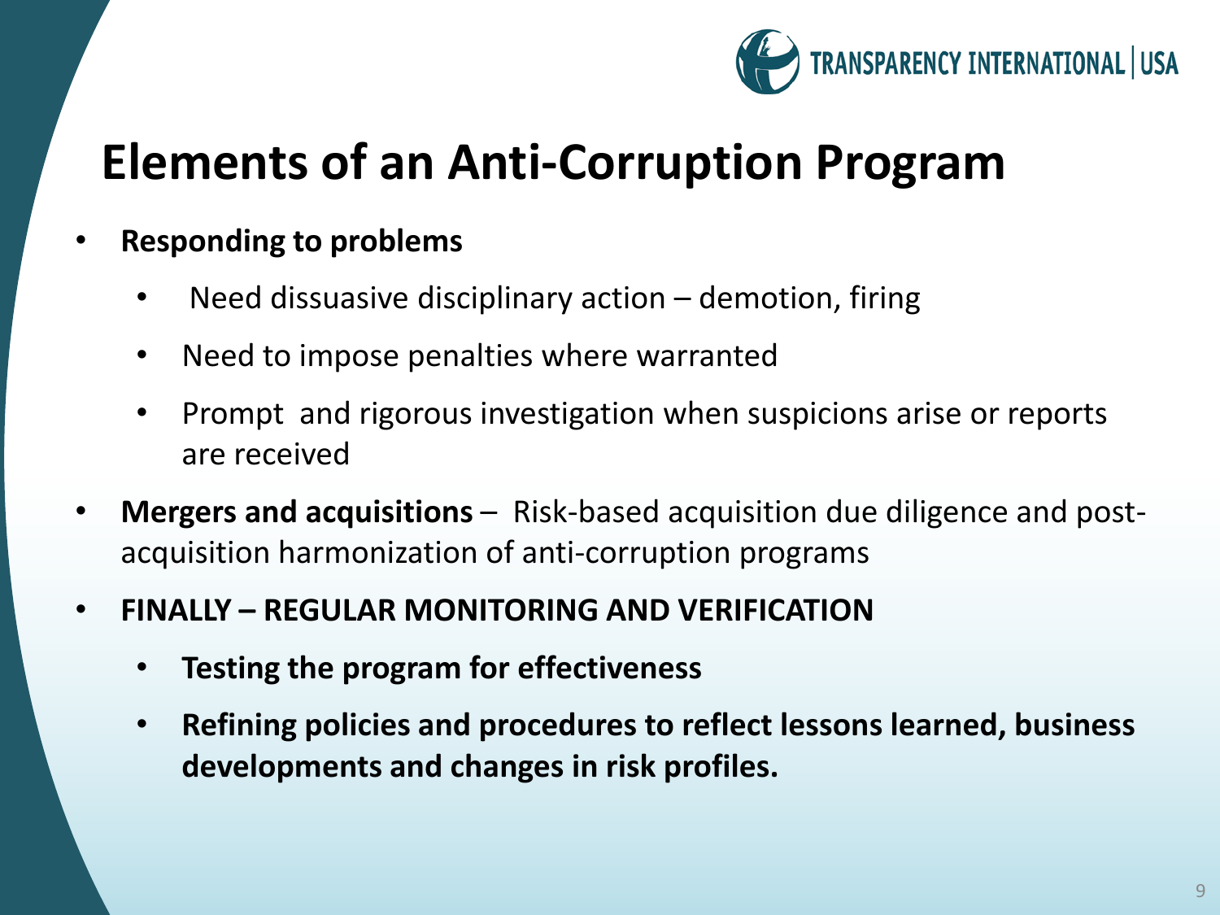# Elements of an Anti-Corruption Program

- **Responding to problems**
  - Need dissuasive disciplinary action – demotion, firing
  - Need to impose penalties where warranted
  - Prompt and rigorous investigation when suspicions arise or reports are received
- **Mergers and acquisitions** – Risk-based acquisition due diligence and post-acquisition harmonization of anti-corruption programs
- **FINALLY – REGULAR MONITORING AND VERIFICATION**
  - **Testing the program for effectiveness**
  - **Refining policies and procedures to reflect lessons learned, business developments and changes in risk profiles.**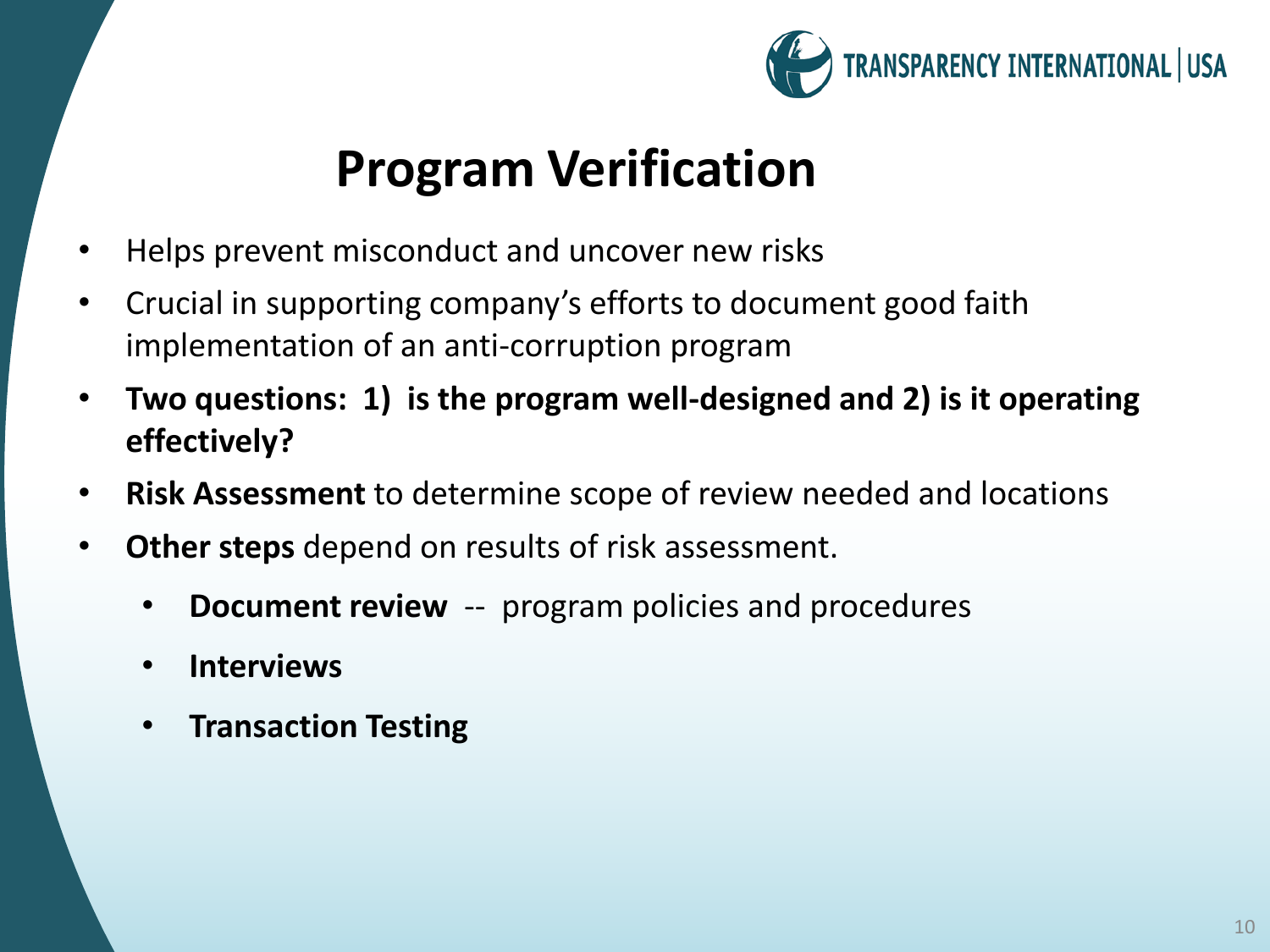# Program Verification

- Helps prevent misconduct and uncover new risks
- Crucial in supporting company's efforts to document good faith implementation of an anti-corruption program
- **Two questions: 1) is the program well-designed and 2) is it operating effectively?**
- **Risk Assessment** to determine scope of review needed and locations
- **Other steps** depend on results of risk assessment.
  - **Document review** -- program policies and procedures
  - **Interviews**
  - **Transaction Testing**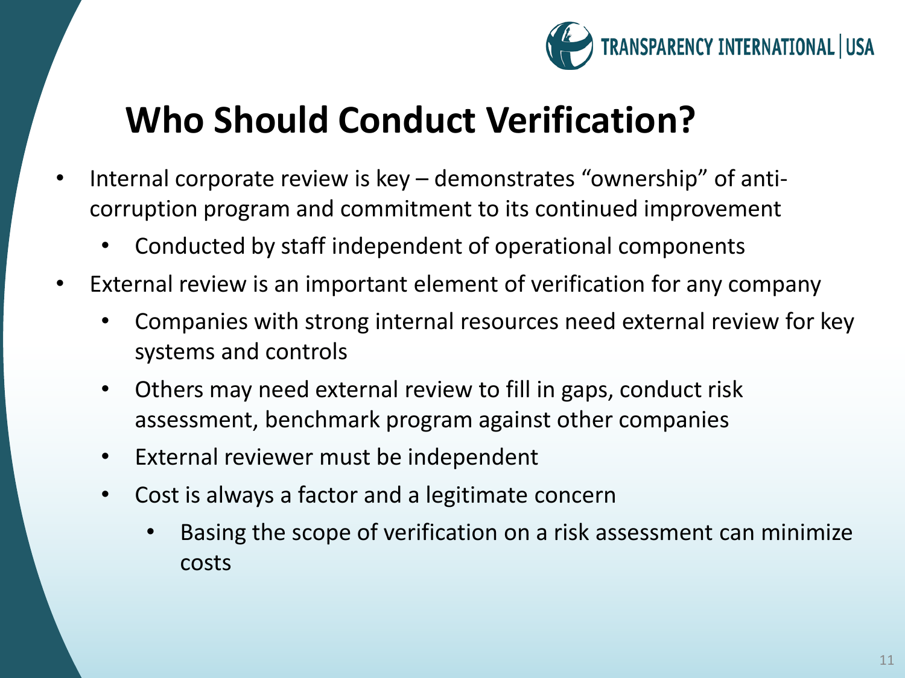# Who Should Conduct Verification?

- Internal corporate review is key – demonstrates "ownership" of anti-corruption program and commitment to its continued improvement
  - Conducted by staff independent of operational components
- External review is an important element of verification for any company
  - Companies with strong internal resources need external review for key systems and controls
  - Others may need external review to fill in gaps, conduct risk assessment, benchmark program against other companies
  - External reviewer must be independent
  - Cost is always a factor and a legitimate concern
    - Basing the scope of verification on a risk assessment can minimize costs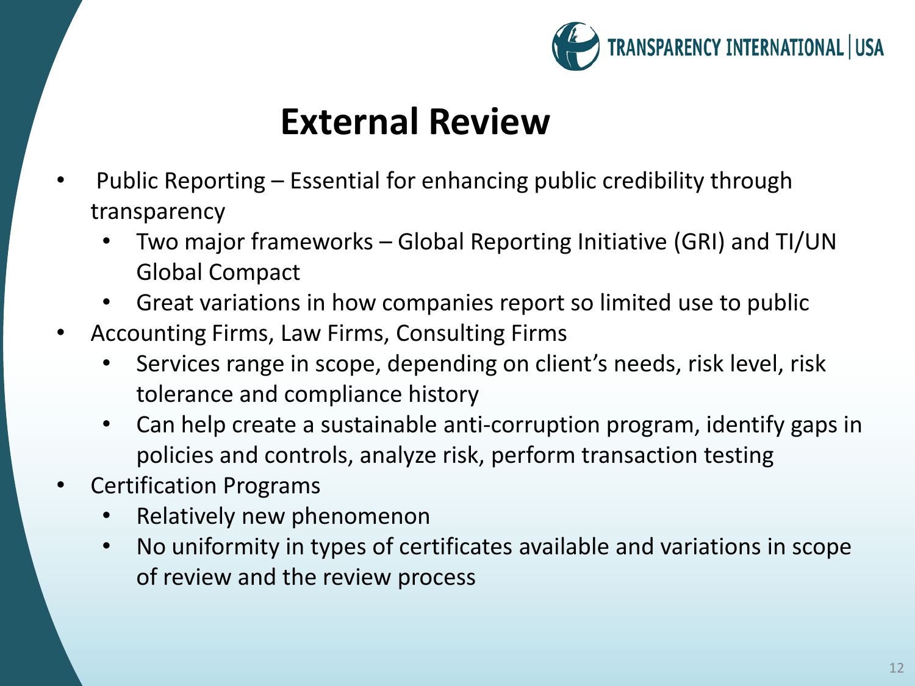# External Review

- Public Reporting – Essential for enhancing public credibility through transparency
  - Two major frameworks – Global Reporting Initiative (GRI) and TI/UN Global Compact
  - Great variations in how companies report so limited use to public
- Accounting Firms, Law Firms, Consulting Firms
  - Services range in scope, depending on client's needs, risk level, risk tolerance and compliance history
  - Can help create a sustainable anti-corruption program, identify gaps in policies and controls, analyze risk, perform transaction testing
- Certification Programs
  - Relatively new phenomenon
  - No uniformity in types of certificates available and variations in scope of review and the review process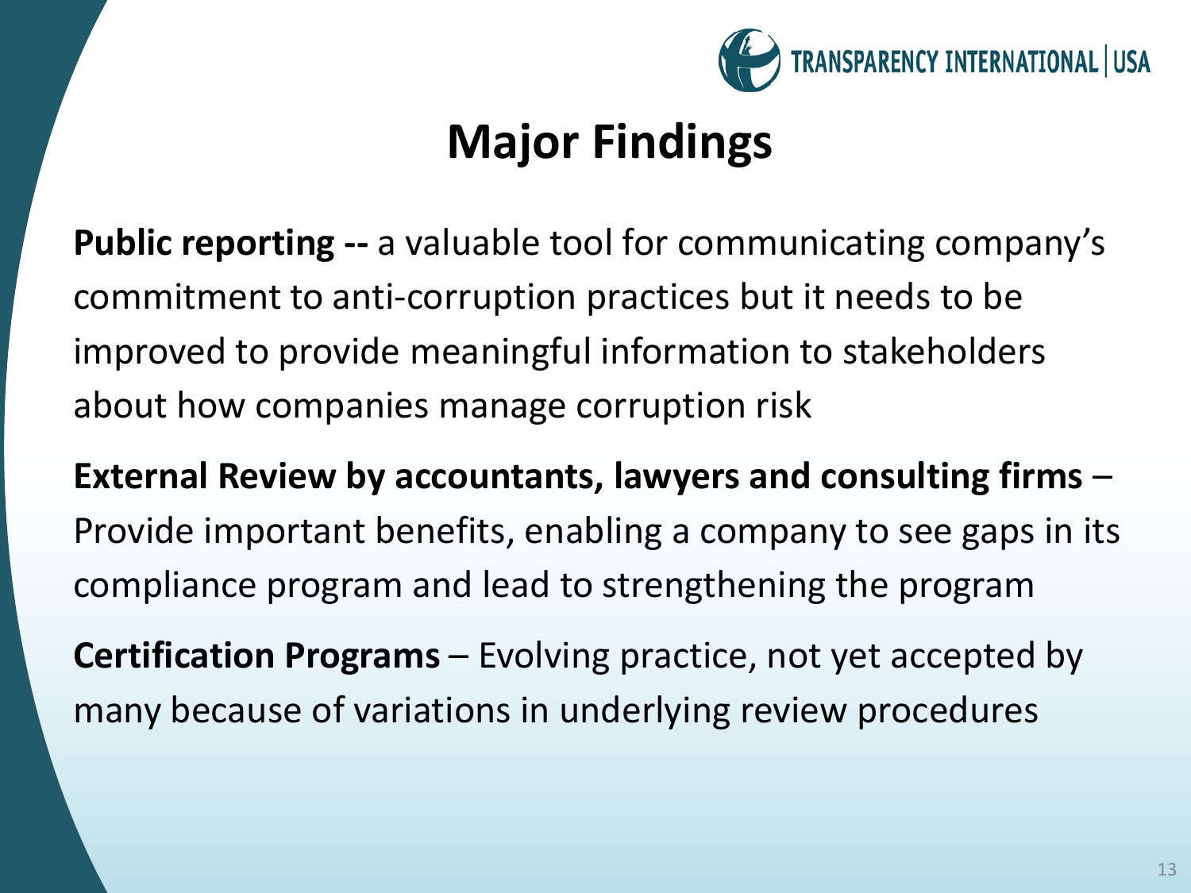# Major Findings

**Public reporting --** a valuable tool for communicating company's commitment to anti-corruption practices but it needs to be improved to provide meaningful information to stakeholders about how companies manage corruption risk

**External Review by accountants, lawyers and consulting firms** – Provide important benefits, enabling a company to see gaps in its compliance program and lead to strengthening the program

**Certification Programs** – Evolving practice, not yet accepted by many because of variations in underlying review procedures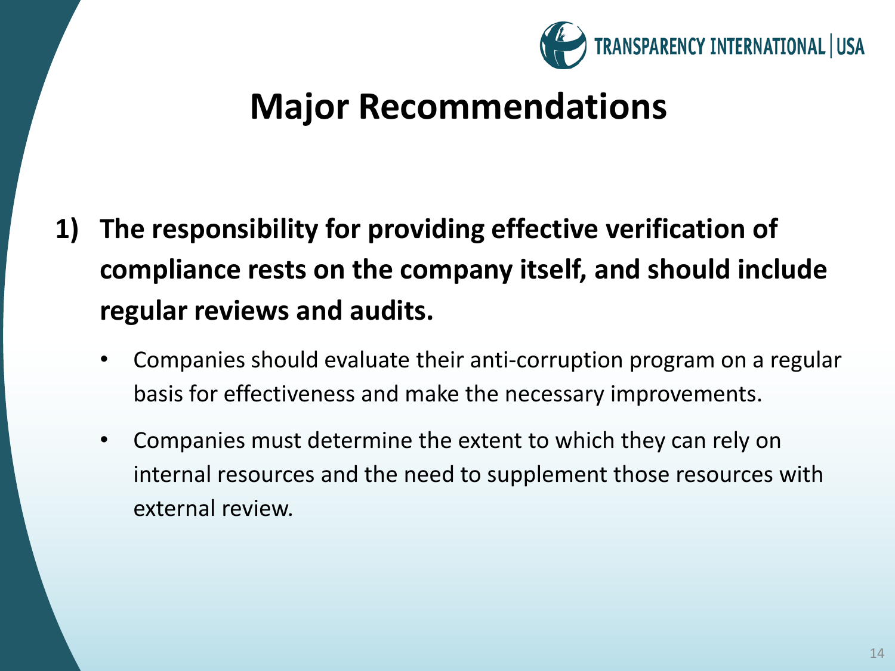# Major Recommendations

1) **The responsibility for providing effective verification of compliance rests on the company itself, and should include regular reviews and audits.**
   - Companies should evaluate their anti-corruption program on a regular basis for effectiveness and make the necessary improvements.
   - Companies must determine the extent to which they can rely on internal resources and the need to supplement those resources with external review.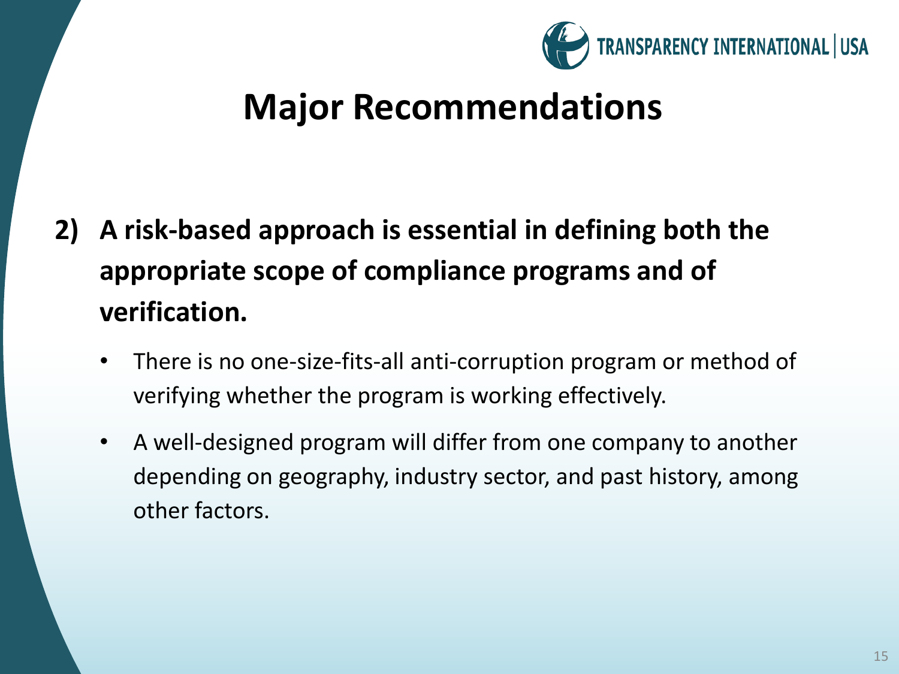# Major Recommendations

**2) A risk-based approach is essential in defining both the appropriate scope of compliance programs and of verification.**

- There is no one-size-fits-all anti-corruption program or method of verifying whether the program is working effectively.
- A well-designed program will differ from one company to another depending on geography, industry sector, and past history, among other factors.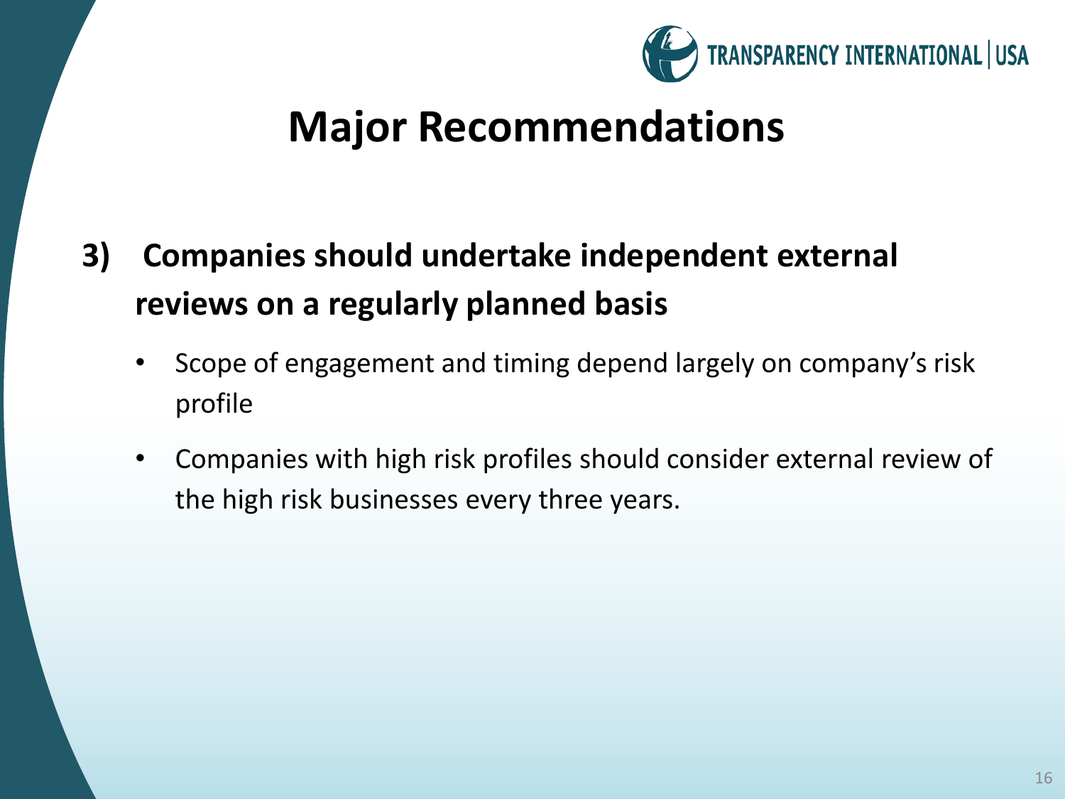# Major Recommendations

3) **Companies should undertake independent external reviews on a regularly planned basis**

- Scope of engagement and timing depend largely on company's risk profile
- Companies with high risk profiles should consider external review of the high risk businesses every three years.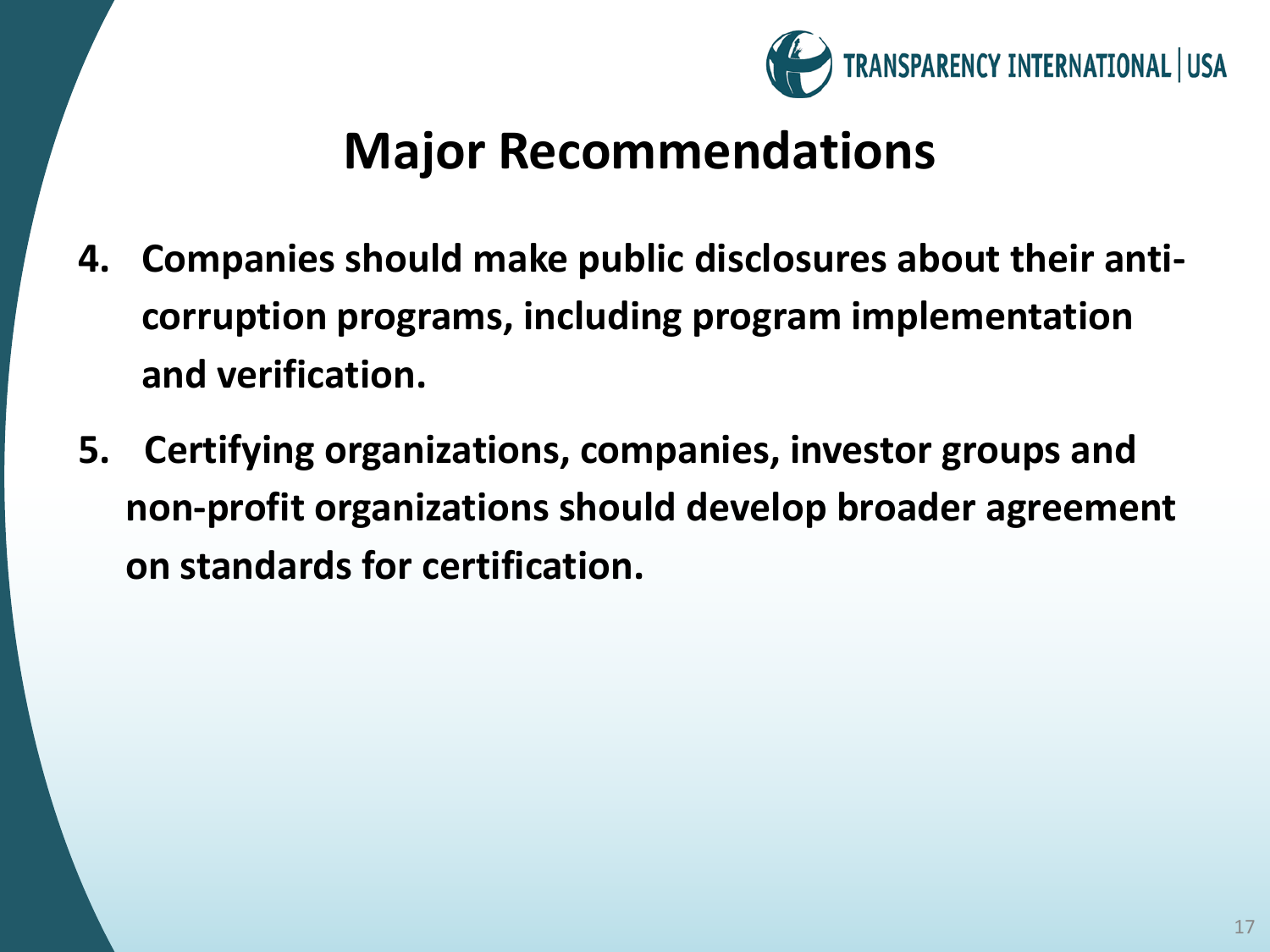## Major Recommendations

4. **Companies should make public disclosures about their anti-corruption programs, including program implementation and verification.**

5. **Certifying organizations, companies, investor groups and non-profit organizations should develop broader agreement on standards for certification.**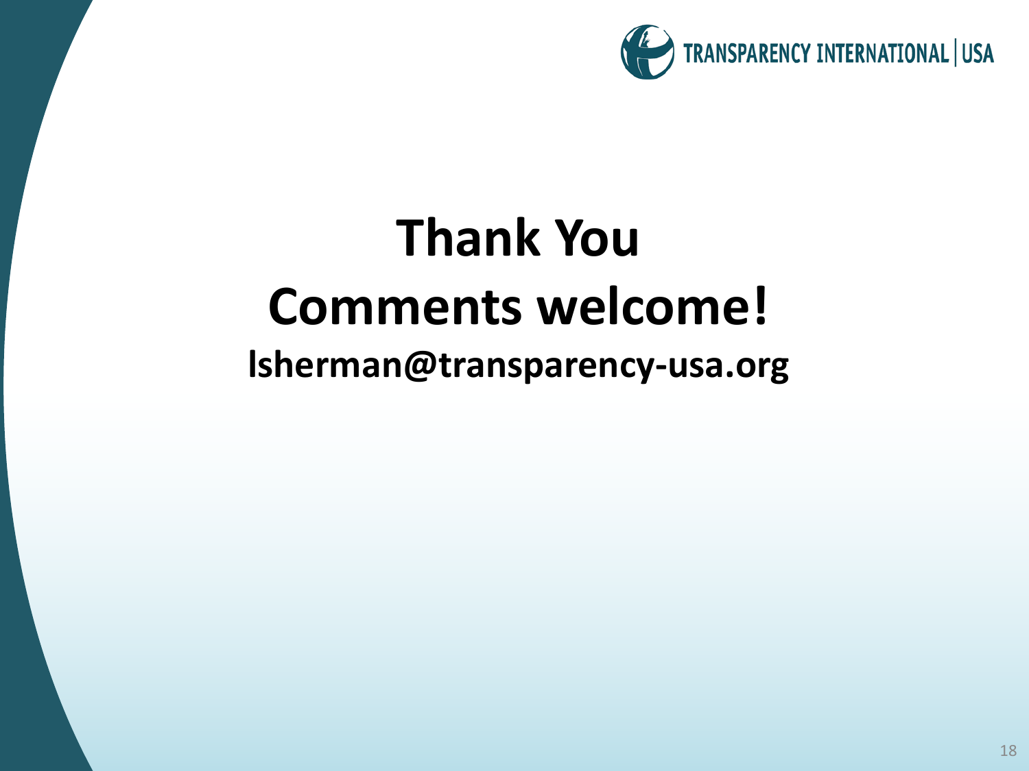# Thank You

# Comments welcome!

**lsherman@transparency-usa.org**